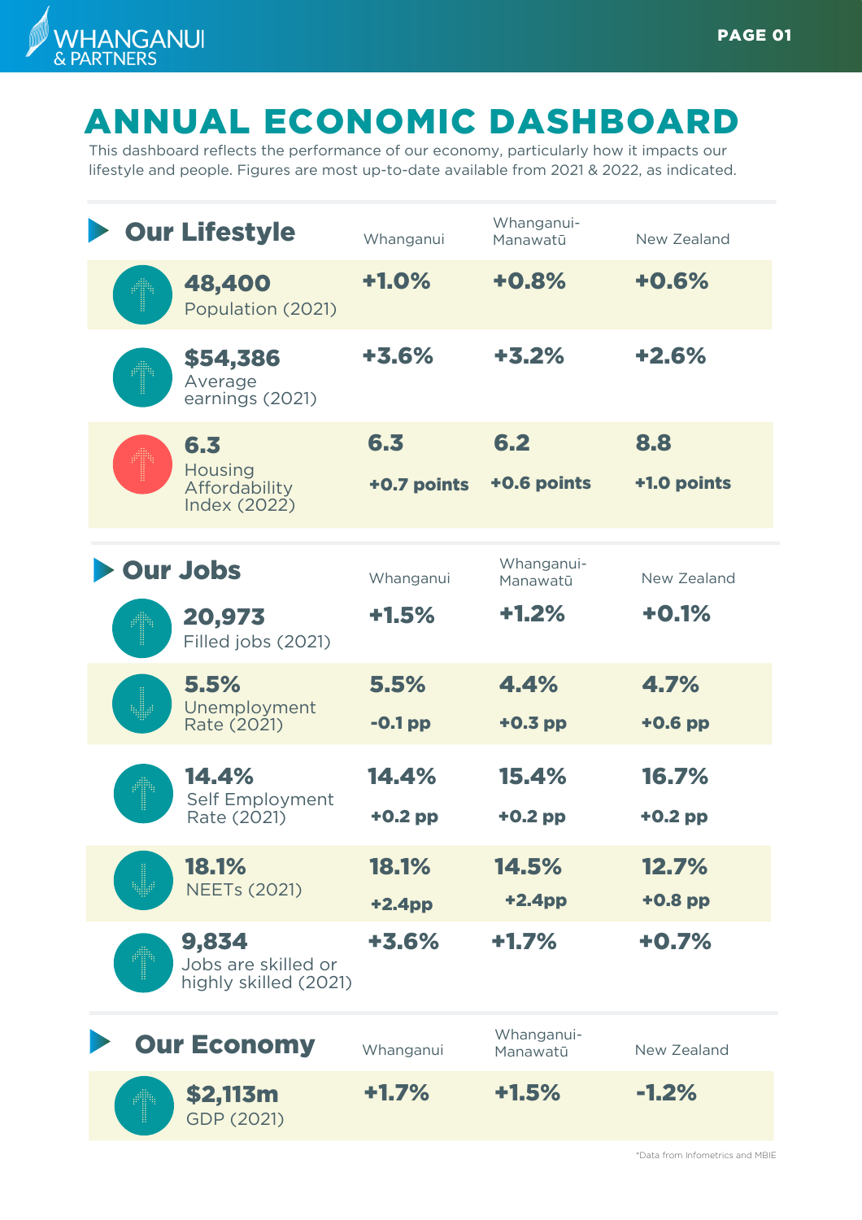# ANNUAL ECONOMIC DASHBOARD

This dashboard reflects the performance of our economy, particularly how it impacts our lifestyle and people. Figures are most up-to-date available from 2021 & 2022, as indicated.

## Our Lifestyle

| | Whanganui | Whanganui-Manawatū | New Zealand |
|---|---|---|---|
| **48,400** Population (2021) | **+1.0%** | **+0.8%** | **+0.6%** |
| **$54,386** Average earnings (2021) | **+3.6%** | **+3.2%** | **+2.6%** |
| **6.3** Housing Affordability Index (2022) | **6.3** **+0.7 points** | **6.2** **+0.6 points** | **8.8** **+1.0 points** |

## Our Jobs

| | Whanganui | Whanganui-Manawatū | New Zealand |
|---|---|---|---|
| **20,973** Filled jobs (2021) | **+1.5%** | **+1.2%** | **+0.1%** |
| **5.5%** Unemployment Rate (2021) | **5.5%** **-0.1 pp** | **4.4%** **+0.3 pp** | **4.7%** **+0.6 pp** |
| **14.4%** Self Employment Rate (2021) | **14.4%** **+0.2 pp** | **15.4%** **+0.2 pp** | **16.7%** **+0.2 pp** |
| **18.1%** NEETs (2021) | **18.1%** **+2.4pp** | **14.5%** **+2.4pp** | **12.7%** **+0.8 pp** |
| **9,834** Jobs are skilled or highly skilled (2021) | **+3.6%** | **+1.7%** | **+0.7%** |

## Our Economy

| | Whanganui | Whanganui-Manawatū | New Zealand |
|---|---|---|---|
| **$2,113m** GDP (2021) | **+1.7%** | **+1.5%** | **-1.2%** |

*Data from Infometrics and MBIE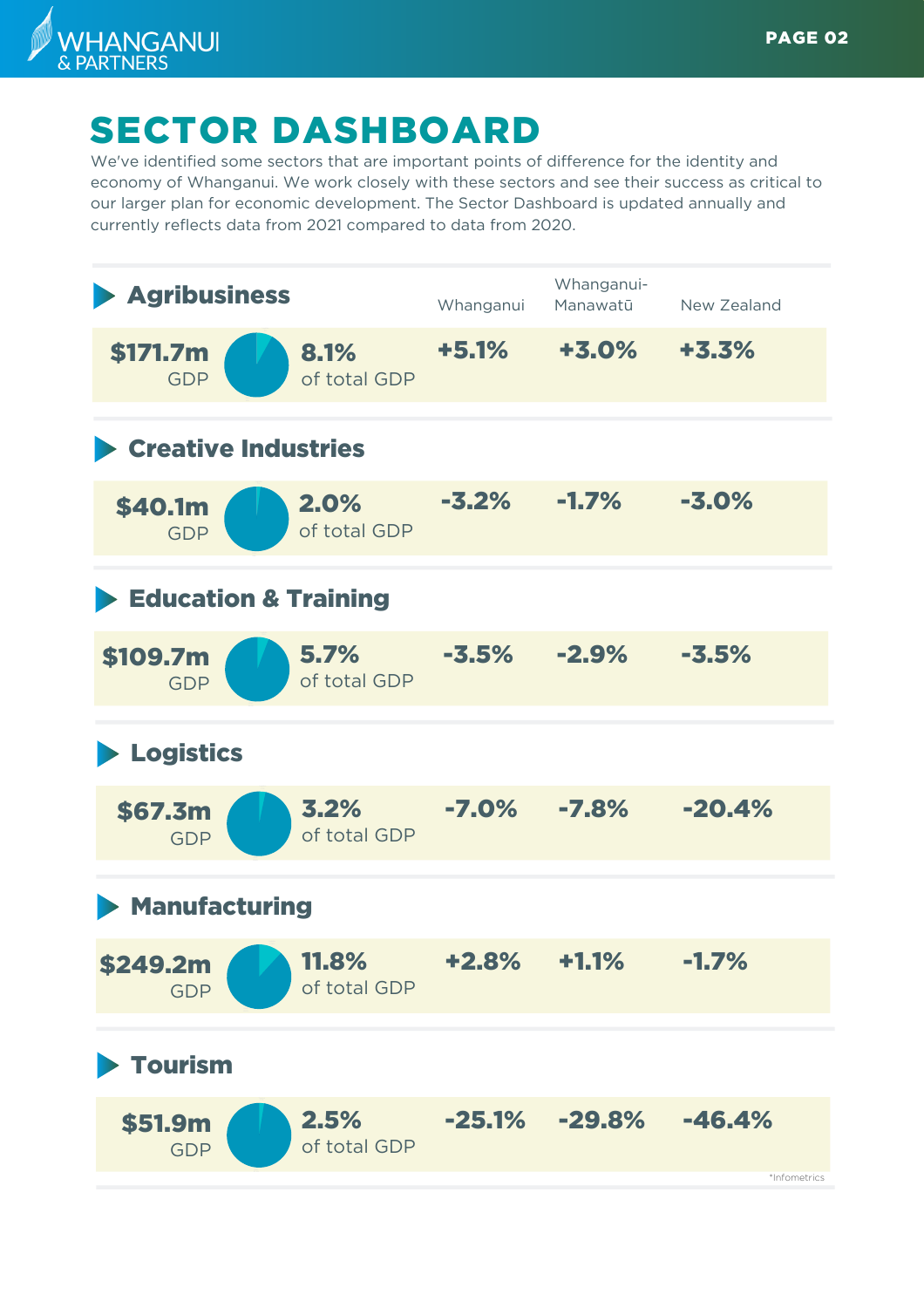# SECTOR DASHBOARD

We've identified some sectors that are important points of difference for the identity and economy of Whanganui. We work closely with these sectors and see their success as critical to our larger plan for economic development. The Sector Dashboard is updated annually and currently reflects data from 2021 compared to data from 2020.

| Sector | GDP | % of total GDP | Whanganui | Whanganui-Manawatū | New Zealand |
|---|---|---|---|---|---|
| **Agribusiness** | $171.7m | 8.1% | +5.1% | +3.0% | +3.3% |
| **Creative Industries** | $40.1m | 2.0% | -3.2% | -1.7% | -3.0% |
| **Education & Training** | $109.7m | 5.7% | -3.5% | -2.9% | -3.5% |
| **Logistics** | $67.3m | 3.2% | -7.0% | -7.8% | -20.4% |
| **Manufacturing** | $249.2m | 11.8% | +2.8% | +1.1% | -1.7% |
| **Tourism** | $51.9m | 2.5% | -25.1% | -29.8% | -46.4% |

*Infometrics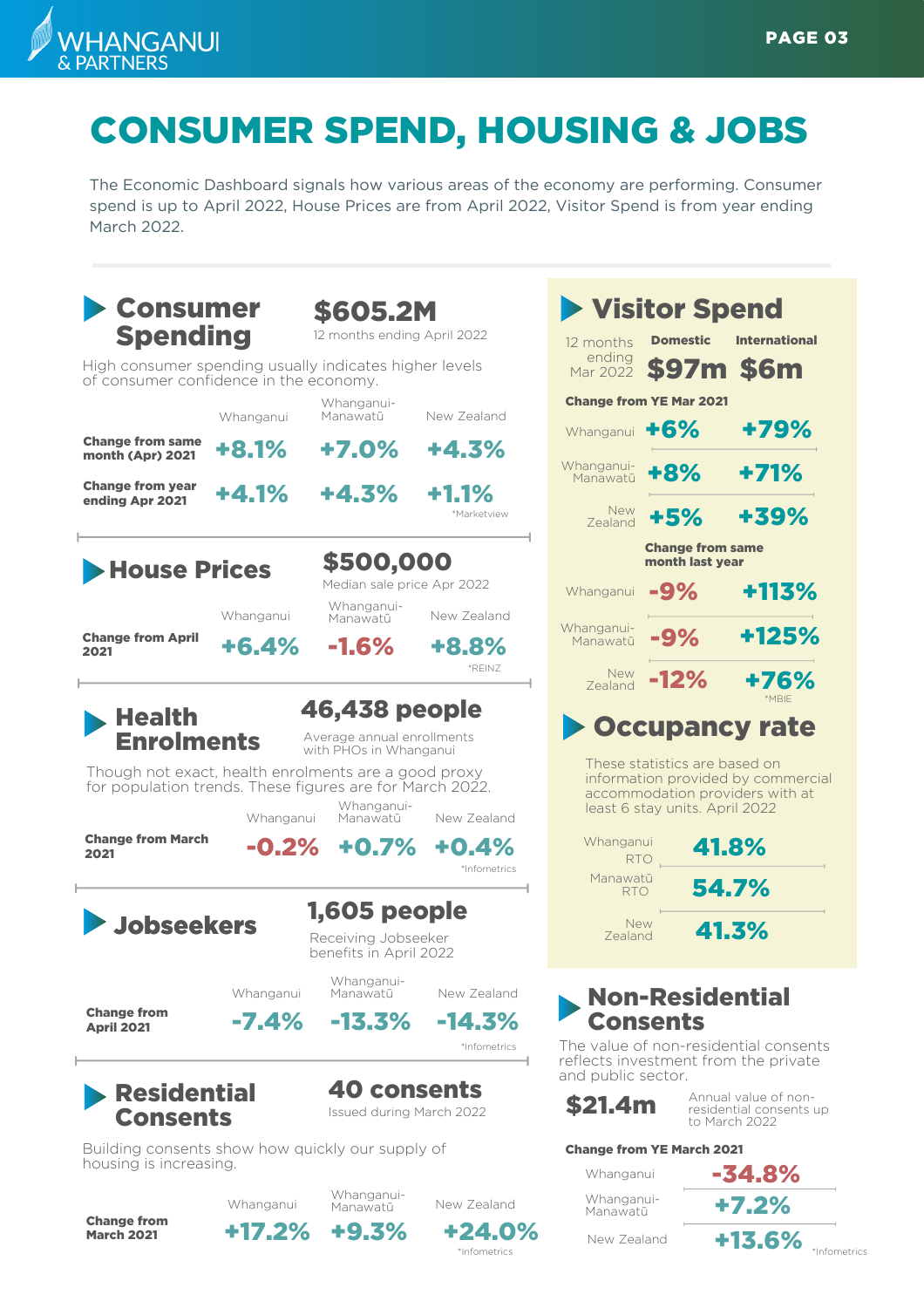# CONSUMER SPEND, HOUSING & JOBS

The Economic Dashboard signals how various areas of the economy are performing. Consumer spend is up to April 2022, House Prices are from April 2022, Visitor Spend is from year ending March 2022.

## Consumer Spending

**$605.2M**
12 months ending April 2022

High consumer spending usually indicates higher levels of consumer confidence in the economy.

| | Whanganui | Whanganui-Manawatū | New Zealand |
|---|---|---|---|
| **Change from same month (Apr) 2021** | +8.1% | +7.0% | +4.3% |
| **Change from year ending Apr 2021** | +4.1% | +4.3% | +1.1% |

*Marketview

## House Prices

**$500,000**
Median sale price Apr 2022

| | Whanganui | Whanganui-Manawatū | New Zealand |
|---|---|---|---|
| **Change from April 2021** | +6.4% | -1.6% | +8.8% |

*REINZ

## Health Enrolments

**46,438 people**
Average annual enrollments with PHOs in Whanganui

Though not exact, health enrolments are a good proxy for population trends. These figures are for March 2022.

| | Whanganui | Whanganui-Manawatū | New Zealand |
|---|---|---|---|
| **Change from March 2021** | -0.2% | +0.7% | +0.4% |

*Infometrics

## Jobseekers

**1,605 people**
Receiving Jobseeker benefits in April 2022

| | Whanganui | Whanganui-Manawatū | New Zealand |
|---|---|---|---|
| **Change from April 2021** | -7.4% | -13.3% | -14.3% |

*Infometrics

## Residential Consents

**40 consents**
Issued during March 2022

Building consents show how quickly our supply of housing is increasing.

| | Whanganui | Whanganui-Manawatū | New Zealand |
|---|---|---|---|
| **Change from March 2021** | +17.2% | +9.3% | +24.0% |

*Infometrics

## Visitor Spend

| 12 months ending Mar 2022 | Domestic | International |
|---|---|---|
| | $97m | $6m |
| **Change from YE Mar 2021** | | |
| Whanganui | +6% | +79% |
| Whanganui-Manawatū | +8% | +71% |
| New Zealand | +5% | +39% |
| **Change from same month last year** | | |
| Whanganui | -9% | +113% |
| Whanganui-Manawatū | -9% | +125% |
| New Zealand | -12% | +76% |

*MBIE

## Occupancy rate

These statistics are based on information provided by commercial accommodation providers with at least 6 stay units. April 2022

| | |
|---|---|
| Whanganui RTO | 41.8% |
| Manawatū RTO | 54.7% |
| New Zealand | 41.3% |

## Non-Residential Consents

The value of non-residential consents reflects investment from the private and public sector.

**$21.4m** Annual value of non-residential consents up to March 2022

| **Change from YE March 2021** | |
|---|---|
| Whanganui | -34.8% |
| Whanganui-Manawatū | +7.2% |
| New Zealand | +13.6% |

*Infometrics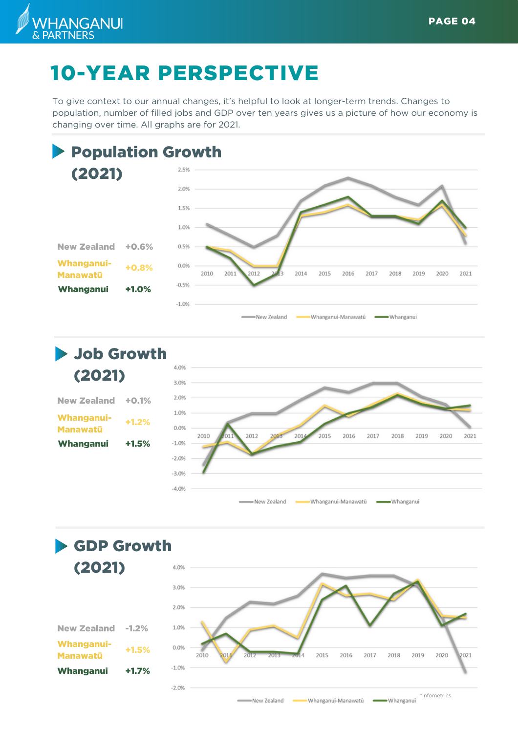# 10-YEAR PERSPECTIVE

To give context to our annual changes, it's helpful to look at longer-term trends. Changes to population, number of filled jobs and GDP over ten years gives us a picture of how our economy is changing over time. All graphs are for 2021.

## Population Growth (2021)

New Zealand +0.6%

Whanganui-Manawatū +0.8%

**Whanganui +1.0%**

2.5%
2.0%
1.5%
1.0%
0.5%
0.0%
-0.5%
-1.0%

2010 2011 2012 2013 2014 2015 2016 2017 2018 2019 2020 2021

New Zealand | Whanganui-Manawatū | Whanganui

## Job Growth (2021)

New Zealand +0.1%

Whanganui-Manawatū +1.2%

**Whanganui +1.5%**

4.0%
3.0%
2.0%
1.0%
0.0%
-1.0%
-2.0%
-3.0%
-4.0%

2010 2011 2012 2013 2014 2015 2016 2017 2018 2019 2020 2021

New Zealand | Whanganui-Manawatū | Whanganui

## GDP Growth (2021)

New Zealand -1.2%

Whanganui-Manawatū +1.5%

**Whanganui +1.7%**

4.0%
3.0%
2.0%
1.0%
0.0%
-1.0%
-2.0%

2010 2011 2012 2013 2014 2015 2016 2017 2018 2019 2020 2021

New Zealand | Whanganui-Manawatū | Whanganui

*Infometrics